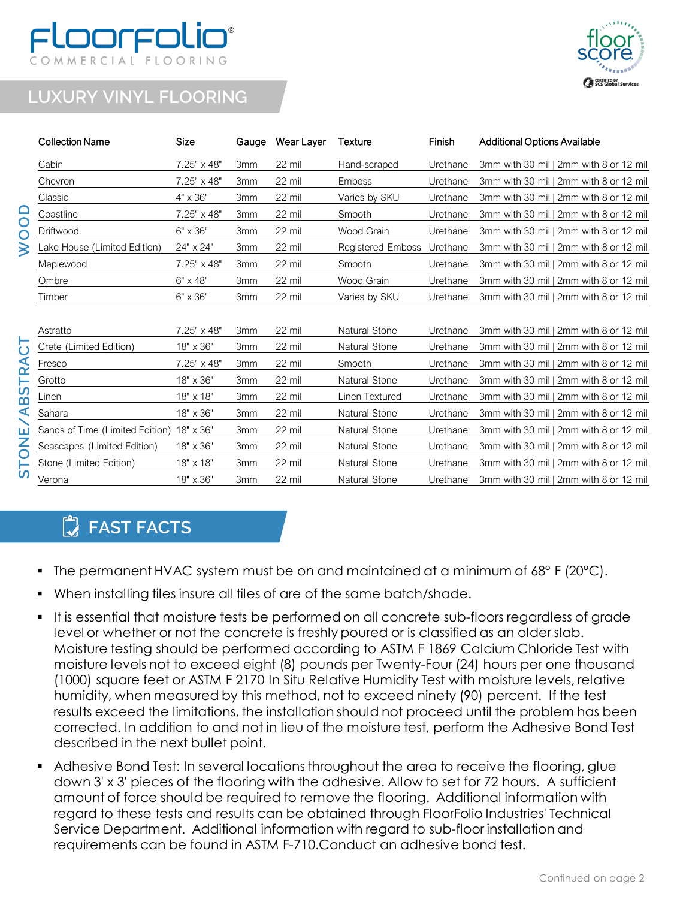# FloorFolio

COMMERCIAL FLOORING

## LUXURY VINYL FLOORING

| | Collection Name | Size | Gauge | Wear Layer | Texture | Finish | Additional Options Available |
|---|---|---|---|---|---|---|---|
| WOOD | Cabin | 7.25" x 48" | 3mm | 22 mil | Hand-scraped | Urethane | 3mm with 30 mil \| 2mm with 8 or 12 mil |
| | Chevron | 7.25" x 48" | 3mm | 22 mil | Emboss | Urethane | 3mm with 30 mil \| 2mm with 8 or 12 mil |
| | Classic | 4" x 36" | 3mm | 22 mil | Varies by SKU | Urethane | 3mm with 30 mil \| 2mm with 8 or 12 mil |
| | Coastline | 7.25" x 48" | 3mm | 22 mil | Smooth | Urethane | 3mm with 30 mil \| 2mm with 8 or 12 mil |
| | Driftwood | 6" x 36" | 3mm | 22 mil | Wood Grain | Urethane | 3mm with 30 mil \| 2mm with 8 or 12 mil |
| | Lake House (Limited Edition) | 24" x 24" | 3mm | 22 mil | Registered Emboss | Urethane | 3mm with 30 mil \| 2mm with 8 or 12 mil |
| | Maplewood | 7.25" x 48" | 3mm | 22 mil | Smooth | Urethane | 3mm with 30 mil \| 2mm with 8 or 12 mil |
| | Ombre | 6" x 48" | 3mm | 22 mil | Wood Grain | Urethane | 3mm with 30 mil \| 2mm with 8 or 12 mil |
| | Timber | 6" x 36" | 3mm | 22 mil | Varies by SKU | Urethane | 3mm with 30 mil \| 2mm with 8 or 12 mil |
| STONE/ABSTRACT | Astratto | 7.25" x 48" | 3mm | 22 mil | Natural Stone | Urethane | 3mm with 30 mil \| 2mm with 8 or 12 mil |
| | Crete (Limited Edition) | 18" x 36" | 3mm | 22 mil | Natural Stone | Urethane | 3mm with 30 mil \| 2mm with 8 or 12 mil |
| | Fresco | 7.25" x 48" | 3mm | 22 mil | Smooth | Urethane | 3mm with 30 mil \| 2mm with 8 or 12 mil |
| | Grotto | 18" x 36" | 3mm | 22 mil | Natural Stone | Urethane | 3mm with 30 mil \| 2mm with 8 or 12 mil |
| | Linen | 18" x 18" | 3mm | 22 mil | Linen Textured | Urethane | 3mm with 30 mil \| 2mm with 8 or 12 mil |
| | Sahara | 18" x 36" | 3mm | 22 mil | Natural Stone | Urethane | 3mm with 30 mil \| 2mm with 8 or 12 mil |
| | Sands of Time (Limited Edition) | 18" x 36" | 3mm | 22 mil | Natural Stone | Urethane | 3mm with 30 mil \| 2mm with 8 or 12 mil |
| | Seascapes (Limited Edition) | 18" x 36" | 3mm | 22 mil | Natural Stone | Urethane | 3mm with 30 mil \| 2mm with 8 or 12 mil |
| | Stone (Limited Edition) | 18" x 18" | 3mm | 22 mil | Natural Stone | Urethane | 3mm with 30 mil \| 2mm with 8 or 12 mil |
| | Verona | 18" x 36" | 3mm | 22 mil | Natural Stone | Urethane | 3mm with 30 mil \| 2mm with 8 or 12 mil |

## FAST FACTS

- The permanent HVAC system must be on and maintained at a minimum of 68° F (20°C).
- When installing tiles insure all tiles of are of the same batch/shade.
- It is essential that moisture tests be performed on all concrete sub-floors regardless of grade level or whether or not the concrete is freshly poured or is classified as an older slab. Moisture testing should be performed according to ASTM F 1869 Calcium Chloride Test with moisture levels not to exceed eight (8) pounds per Twenty-Four (24) hours per one thousand (1000) square feet or ASTM F 2170 In Situ Relative Humidity Test with moisture levels, relative humidity, when measured by this method, not to exceed ninety (90) percent. If the test results exceed the limitations, the installation should not proceed until the problem has been corrected. In addition to and not in lieu of the moisture test, perform the Adhesive Bond Test described in the next bullet point.
- Adhesive Bond Test: In several locations throughout the area to receive the flooring, glue down 3' x 3' pieces of the flooring with the adhesive. Allow to set for 72 hours. A sufficient amount of force should be required to remove the flooring. Additional information with regard to these tests and results can be obtained through FloorFolio Industries' Technical Service Department. Additional information with regard to sub-floor installation and requirements can be found in ASTM F-710.Conduct an adhesive bond test.

Continued on page 2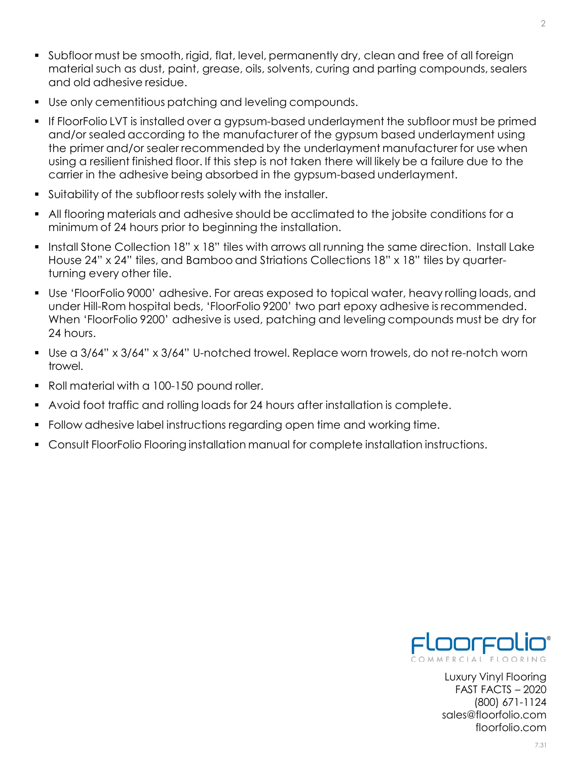- Subfloor must be smooth, rigid, flat, level, permanently dry, clean and free of all foreign material such as dust, paint, grease, oils, solvents, curing and parting compounds, sealers and old adhesive residue.
- Use only cementitious patching and leveling compounds.
- If FloorFolio LVT is installed over a gypsum-based underlayment the subfloor must be primed and/or sealed according to the manufacturer of the gypsum based underlayment using the primer and/or sealer recommended by the underlayment manufacturer for use when using a resilient finished floor. If this step is not taken there will likely be a failure due to the carrier in the adhesive being absorbed in the gypsum-based underlayment.
- Suitability of the subfloor rests solely with the installer.
- All flooring materials and adhesive should be acclimated to the jobsite conditions for a minimum of 24 hours prior to beginning the installation.
- Install Stone Collection 18" x 18" tiles with arrows all running the same direction. Install Lake House 24" x 24" tiles, and Bamboo and Striations Collections 18" x 18" tiles by quarter-turning every other tile.
- Use 'FloorFolio 9000' adhesive. For areas exposed to topical water, heavy rolling loads, and under Hill-Rom hospital beds, 'FloorFolio 9200' two part epoxy adhesive is recommended. When 'FloorFolio 9200' adhesive is used, patching and leveling compounds must be dry for 24 hours.
- Use a 3/64" x 3/64" x 3/64" U-notched trowel. Replace worn trowels, do not re-notch worn trowel.
- Roll material with a 100-150 pound roller.
- Avoid foot traffic and rolling loads for 24 hours after installation is complete.
- Follow adhesive label instructions regarding open time and working time.
- Consult FloorFolio Flooring installation manual for complete installation instructions.

FloorFolio®
COMMERCIAL FLOORING

Luxury Vinyl Flooring
FAST FACTS – 2020
(800) 671-1124
sales@floorfolio.com
floorfolio.com

7.31